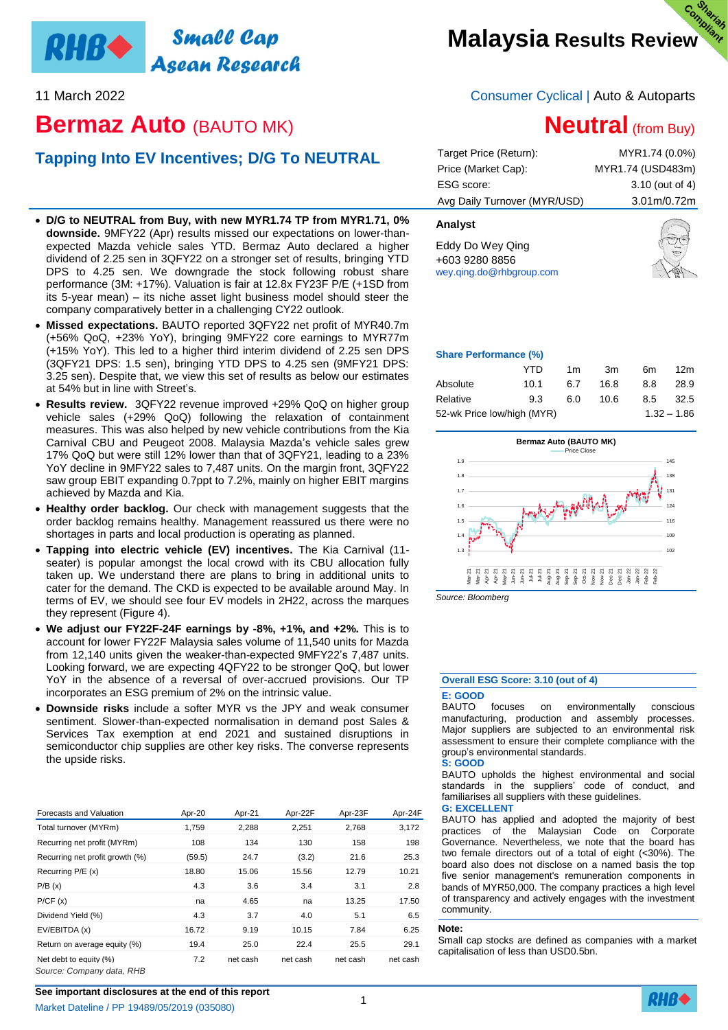# Bermaz Auto (BAUTO MK)

Malaysia Results Review

11 March 2022

Consumer Cyclical | Auto & Autoparts

## Tapping Into EV Incentives; D/G To NEUTRAL

**Neutral** (from Buy)

| | |
|---|---|
| Target Price (Return): | MYR1.74 (0.0%) |
| Price (Market Cap): | MYR1.74 (USD483m) |
| ESG score: | 3.10 (out of 4) |
| Avg Daily Turnover (MYR/USD) | 3.01m/0.72m |

- **D/G to NEUTRAL from Buy, with new MYR1.74 TP from MYR1.71, 0% downside.** 9MFY22 (Apr) results missed our expectations on lower-than-expected Mazda vehicle sales YTD. Bermaz Auto declared a higher dividend of 2.25 sen in 3QFY22 on a stronger set of results, bringing YTD DPS to 4.25 sen. We downgrade the stock following robust share performance (3M: +17%). Valuation is fair at 12.8x FY23F P/E (+1SD from its 5-year mean) – its niche asset light business model should steer the company comparatively better in a challenging CY22 outlook.
- **Missed expectations.** BAUTO reported 3QFY22 net profit of MYR40.7m (+56% QoQ, +23% YoY), bringing 9MFY22 core earnings to MYR77m (+15% YoY). This led to a higher third interim dividend of 2.25 sen DPS (3QFY21 DPS: 1.5 sen), bringing YTD DPS to 4.25 sen (9MFY21 DPS: 3.25 sen). Despite that, we view this set of results as below our estimates at 54% but in line with Street's.
- **Results review.** 3QFY22 revenue improved +29% QoQ on higher group vehicle sales (+29% QoQ) following the relaxation of containment measures. This was also helped by new vehicle contributions from the Kia Carnival CBU and Peugeot 2008. Malaysia Mazda's vehicle sales grew 17% QoQ but were still 12% lower than that of 3QFY21, leading to a 23% YoY decline in 9MFY22 sales to 7,487 units. On the margin front, 3QFY22 saw group EBIT expanding 0.7ppt to 7.2%, mainly on higher EBIT margins achieved by Mazda and Kia.
- **Healthy order backlog.** Our check with management suggests that the order backlog remains healthy. Management reassured us there were no shortages in parts and local production is operating as planned.
- **Tapping into electric vehicle (EV) incentives.** The Kia Carnival (11-seater) is popular amongst the local crowd with its CBU allocation fully taken up. We understand there are plans to bring in additional units to cater for the demand. The CKD is expected to be available around May. In terms of EV, we should see four EV models in 2H22, across the marques they represent (Figure 4).
- **We adjust our FY22F-24F earnings by -8%, +1%, and +2%.** This is to account for lower FY22F Malaysia sales volume of 11,540 units for Mazda from 12,140 units given the weaker-than-expected 9MFY22's 7,487 units. Looking forward, we are expecting 4QFY22 to be stronger QoQ, but lower YoY in the absence of a reversal of over-accrued provisions. Our TP incorporates an ESG premium of 2% on the intrinsic value.
- **Downside risks** include a softer MYR vs the JPY and weak consumer sentiment. Slower-than-expected normalisation in demand post Sales & Services Tax exemption at end 2021 and sustained disruptions in semiconductor chip supplies are other key risks. The converse represents the upside risks.

| Forecasts and Valuation | Apr-20 | Apr-21 | Apr-22F | Apr-23F | Apr-24F |
|---|---|---|---|---|---|
| Total turnover (MYRm) | 1,759 | 2,288 | 2,251 | 2,768 | 3,172 |
| Recurring net profit (MYRm) | 108 | 134 | 130 | 158 | 198 |
| Recurring net profit growth (%) | (59.5) | 24.7 | (3.2) | 21.6 | 25.3 |
| Recurring P/E (x) | 18.80 | 15.06 | 15.56 | 12.79 | 10.21 |
| P/B (x) | 4.3 | 3.6 | 3.4 | 3.1 | 2.8 |
| P/CF (x) | na | 4.65 | na | 13.25 | 17.50 |
| Dividend Yield (%) | 4.3 | 3.7 | 4.0 | 5.1 | 6.5 |
| EV/EBITDA (x) | 16.72 | 9.19 | 10.15 | 7.84 | 6.25 |
| Return on average equity (%) | 19.4 | 25.0 | 22.4 | 25.5 | 29.1 |
| Net debt to equity (%) | 7.2 | net cash | net cash | net cash | net cash |

Source: Company data, RHB

### Analyst

Eddy Do Wey Qing
+603 9280 8856
wey.qing.do@rhbgroup.com

### Share Performance (%)

| | YTD | 1m | 3m | 6m | 12m |
|---|---|---|---|---|---|
| Absolute | 10.1 | 6.7 | 16.8 | 8.8 | 28.9 |
| Relative | 9.3 | 6.0 | 10.6 | 8.5 | 32.5 |
| 52-wk Price low/high (MYR) | | | | | 1.32 – 1.86 |

Source: Bloomberg

### Overall ESG Score: 3.10 (out of 4)

**E: GOOD**
BAUTO focuses on environmentally conscious manufacturing, production and assembly processes. Major suppliers are subjected to an environmental risk assessment to ensure their complete compliance with the group's environmental standards.

**S: GOOD**
BAUTO upholds the highest environmental and social standards in the suppliers' code of conduct, and familiarises all suppliers with these guidelines.

**G: EXCELLENT**
BAUTO has applied and adopted the majority of best practices of the Malaysian Code on Corporate Governance. Nevertheless, we note that the board has two female directors out of a total of eight (<30%). The board also does not disclose on a named basis the top five senior management's remuneration components in bands of MYR50,000. The company practices a high level of transparency and actively engages with the investment community.

**Note:**
Small cap stocks are defined as companies with a market capitalisation of less than USD0.5bn.

See important disclosures at the end of this report

Market Dateline / PP 19489/05/2019 (035080)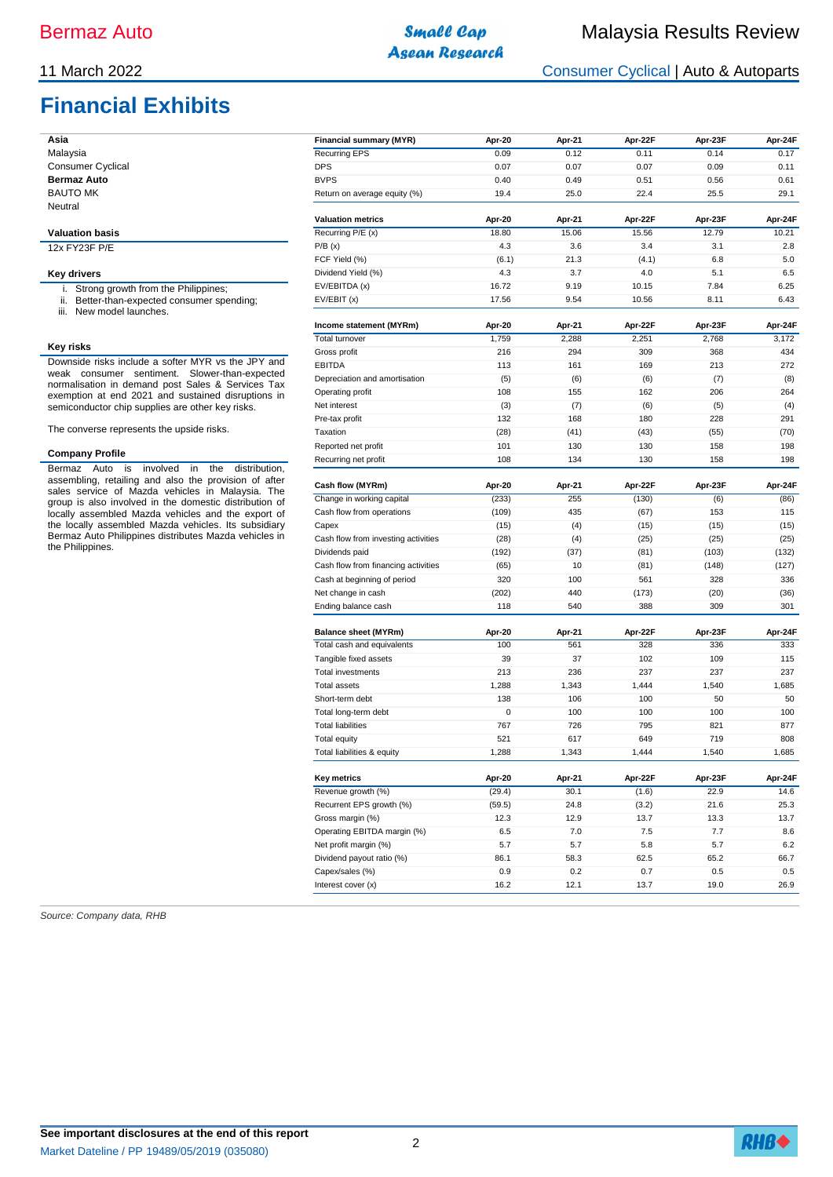# Financial Exhibits

**Asia**
Malaysia
Consumer Cyclical
**Bermaz Auto**
BAUTO MK
Neutral

**Valuation basis**

12x FY23F P/E

**Key drivers**

i. Strong growth from the Philippines;
ii. Better-than-expected consumer spending;
iii. New model launches.

**Key risks**

Downside risks include a softer MYR vs the JPY and weak consumer sentiment. Slower-than-expected normalisation in demand post Sales & Services Tax exemption at end 2021 and sustained disruptions in semiconductor chip supplies are other key risks.

The converse represents the upside risks.

**Company Profile**

Bermaz Auto is involved in the distribution, assembling, retailing and also the provision of after sales service of Mazda vehicles in Malaysia. The group is also involved in the domestic distribution of locally assembled Mazda vehicles and the export of the locally assembled Mazda vehicles. Its subsidiary Bermaz Auto Philippines distributes Mazda vehicles in the Philippines.

| Financial summary (MYR) | Apr-20 | Apr-21 | Apr-22F | Apr-23F | Apr-24F |
|---|---|---|---|---|---|
| Recurring EPS | 0.09 | 0.12 | 0.11 | 0.14 | 0.17 |
| DPS | 0.07 | 0.07 | 0.07 | 0.09 | 0.11 |
| BVPS | 0.40 | 0.49 | 0.51 | 0.56 | 0.61 |
| Return on average equity (%) | 19.4 | 25.0 | 22.4 | 25.5 | 29.1 |

| Valuation metrics | Apr-20 | Apr-21 | Apr-22F | Apr-23F | Apr-24F |
|---|---|---|---|---|---|
| Recurring P/E (x) | 18.80 | 15.06 | 15.56 | 12.79 | 10.21 |
| P/B (x) | 4.3 | 3.6 | 3.4 | 3.1 | 2.8 |
| FCF Yield (%) | (6.1) | 21.3 | (4.1) | 6.8 | 5.0 |
| Dividend Yield (%) | 4.3 | 3.7 | 4.0 | 5.1 | 6.5 |
| EV/EBITDA (x) | 16.72 | 9.19 | 10.15 | 7.84 | 6.25 |
| EV/EBIT (x) | 17.56 | 9.54 | 10.56 | 8.11 | 6.43 |

| Income statement (MYRm) | Apr-20 | Apr-21 | Apr-22F | Apr-23F | Apr-24F |
|---|---|---|---|---|---|
| Total turnover | 1,759 | 2,288 | 2,251 | 2,768 | 3,172 |
| Gross profit | 216 | 294 | 309 | 368 | 434 |
| EBITDA | 113 | 161 | 169 | 213 | 272 |
| Depreciation and amortisation | (5) | (6) | (6) | (7) | (8) |
| Operating profit | 108 | 155 | 162 | 206 | 264 |
| Net interest | (3) | (7) | (6) | (5) | (4) |
| Pre-tax profit | 132 | 168 | 180 | 228 | 291 |
| Taxation | (28) | (41) | (43) | (55) | (70) |
| Reported net profit | 101 | 130 | 130 | 158 | 198 |
| Recurring net profit | 108 | 134 | 130 | 158 | 198 |

| Cash flow (MYRm) | Apr-20 | Apr-21 | Apr-22F | Apr-23F | Apr-24F |
|---|---|---|---|---|---|
| Change in working capital | (233) | 255 | (130) | (6) | (86) |
| Cash flow from operations | (109) | 435 | (67) | 153 | 115 |
| Capex | (15) | (4) | (15) | (15) | (15) |
| Cash flow from investing activities | (28) | (4) | (25) | (25) | (25) |
| Dividends paid | (192) | (37) | (81) | (103) | (132) |
| Cash flow from financing activities | (65) | 10 | (81) | (148) | (127) |
| Cash at beginning of period | 320 | 100 | 561 | 328 | 336 |
| Net change in cash | (202) | 440 | (173) | (20) | (36) |
| Ending balance cash | 118 | 540 | 388 | 309 | 301 |

| Balance sheet (MYRm) | Apr-20 | Apr-21 | Apr-22F | Apr-23F | Apr-24F |
|---|---|---|---|---|---|
| Total cash and equivalents | 100 | 561 | 328 | 336 | 333 |
| Tangible fixed assets | 39 | 37 | 102 | 109 | 115 |
| Total investments | 213 | 236 | 237 | 237 | 237 |
| Total assets | 1,288 | 1,343 | 1,444 | 1,540 | 1,685 |
| Short-term debt | 138 | 106 | 100 | 50 | 50 |
| Total long-term debt | 0 | 100 | 100 | 100 | 100 |
| Total liabilities | 767 | 726 | 795 | 821 | 877 |
| Total equity | 521 | 617 | 649 | 719 | 808 |
| Total liabilities & equity | 1,288 | 1,343 | 1,444 | 1,540 | 1,685 |

| Key metrics | Apr-20 | Apr-21 | Apr-22F | Apr-23F | Apr-24F |
|---|---|---|---|---|---|
| Revenue growth (%) | (29.4) | 30.1 | (1.6) | 22.9 | 14.6 |
| Recurrent EPS growth (%) | (59.5) | 24.8 | (3.2) | 21.6 | 25.3 |
| Gross margin (%) | 12.3 | 12.9 | 13.7 | 13.3 | 13.7 |
| Operating EBITDA margin (%) | 6.5 | 7.0 | 7.5 | 7.7 | 8.6 |
| Net profit margin (%) | 5.7 | 5.7 | 5.8 | 5.7 | 6.2 |
| Dividend payout ratio (%) | 86.1 | 58.3 | 62.5 | 65.2 | 66.7 |
| Capex/sales (%) | 0.9 | 0.2 | 0.7 | 0.5 | 0.5 |
| Interest cover (x) | 16.2 | 12.1 | 13.7 | 19.0 | 26.9 |

*Source: Company data, RHB*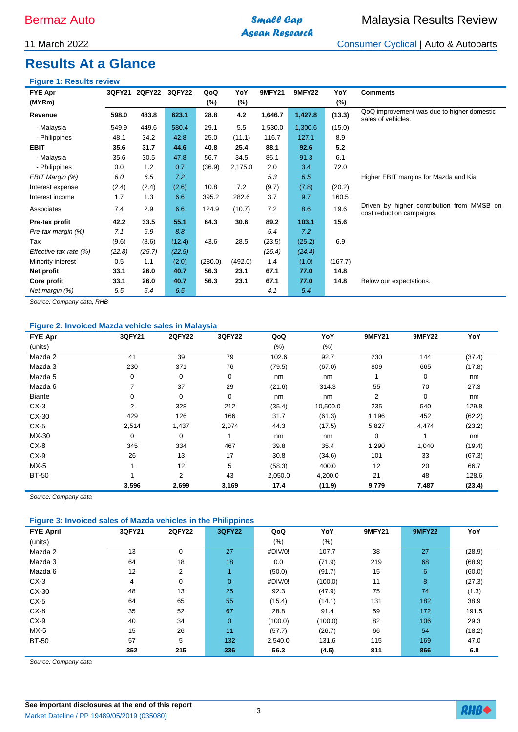# Results At a Glance

### Figure 1: Results review

| FYE Apr (MYRm) | 3QFY21 | 2QFY22 | 3QFY22 | QoQ (%) | YoY (%) | 9MFY21 | 9MFY22 | YoY (%) | Comments |
|---|---|---|---|---|---|---|---|---|---|
| **Revenue** | **598.0** | **483.8** | **623.1** | **28.8** | **4.2** | **1,646.7** | **1,427.8** | **(13.3)** | QoQ improvement was due to higher domestic sales of vehicles. |
| - Malaysia | 549.9 | 449.6 | 580.4 | 29.1 | 5.5 | 1,530.0 | 1,300.6 | (15.0) | |
| - Philippines | 48.1 | 34.2 | 42.8 | 25.0 | (11.1) | 116.7 | 127.1 | 8.9 | |
| **EBIT** | **35.6** | **31.7** | **44.6** | **40.8** | **25.4** | **88.1** | **92.6** | **5.2** | |
| - Malaysia | 35.6 | 30.5 | 47.8 | 56.7 | 34.5 | 86.1 | 91.3 | 6.1 | |
| - Philippines | 0.0 | 1.2 | 0.7 | (36.9) | 2,175.0 | 2.0 | 3.4 | 72.0 | |
| *EBIT Margin (%)* | *6.0* | *6.5* | *7.2* | | | *5.3* | *6.5* | | Higher EBIT margins for Mazda and Kia |
| Interest expense | (2.4) | (2.4) | (2.6) | 10.8 | 7.2 | (9.7) | (7.8) | (20.2) | |
| Interest income | 1.7 | 1.3 | 6.6 | 395.2 | 282.6 | 3.7 | 9.7 | 160.5 | |
| Associates | 7.4 | 2.9 | 6.6 | 124.9 | (10.7) | 7.2 | 8.6 | 19.6 | Driven by higher contribution from MMSB on cost reduction campaigns. |
| **Pre-tax profit** | **42.2** | **33.5** | **55.1** | **64.3** | **30.6** | **89.2** | **103.1** | **15.6** | |
| *Pre-tax margin (%)* | *7.1* | *6.9* | *8.8* | | | *5.4* | *7.2* | | |
| Tax | (9.6) | (8.6) | (12.4) | 43.6 | 28.5 | (23.5) | (25.2) | 6.9 | |
| *Effective tax rate (%)* | *(22.8)* | *(25.7)* | *(22.5)* | | | *(26.4)* | *(24.4)* | | |
| Minority interest | 0.5 | 1.1 | (2.0) | (280.0) | (492.0) | 1.4 | (1.0) | (167.7) | |
| **Net profit** | **33.1** | **26.0** | **40.7** | **56.3** | **23.1** | **67.1** | **77.0** | **14.8** | |
| **Core profit** | **33.1** | **26.0** | **40.7** | **56.3** | **23.1** | **67.1** | **77.0** | **14.8** | Below our expectations. |
| *Net margin (%)* | *5.5* | *5.4* | *6.5* | | | *4.1* | *5.4* | | |

*Source: Company data, RHB*

### Figure 2: Invoiced Mazda vehicle sales in Malaysia

| FYE Apr (units) | 3QFY21 | 2QFY22 | 3QFY22 | QoQ (%) | YoY (%) | 9MFY21 | 9MFY22 | YoY |
|---|---|---|---|---|---|---|---|---|
| Mazda 2 | 41 | 39 | 79 | 102.6 | 92.7 | 230 | 144 | (37.4) |
| Mazda 3 | 230 | 371 | 76 | (79.5) | (67.0) | 809 | 665 | (17.8) |
| Mazda 5 | 0 | 0 | 0 | nm | nm | 1 | 0 | nm |
| Mazda 6 | 7 | 37 | 29 | (21.6) | 314.3 | 55 | 70 | 27.3 |
| Biante | 0 | 0 | 0 | nm | nm | 2 | 0 | nm |
| CX-3 | 2 | 328 | 212 | (35.4) | 10,500.0 | 235 | 540 | 129.8 |
| CX-30 | 429 | 126 | 166 | 31.7 | (61.3) | 1,196 | 452 | (62.2) |
| CX-5 | 2,514 | 1,437 | 2,074 | 44.3 | (17.5) | 5,827 | 4,474 | (23.2) |
| MX-30 | 0 | 0 | 1 | nm | nm | 0 | 1 | nm |
| CX-8 | 345 | 334 | 467 | 39.8 | 35.4 | 1,290 | 1,040 | (19.4) |
| CX-9 | 26 | 13 | 17 | 30.8 | (34.6) | 101 | 33 | (67.3) |
| MX-5 | 1 | 12 | 5 | (58.3) | 400.0 | 12 | 20 | 66.7 |
| BT-50 | 1 | 2 | 43 | 2,050.0 | 4,200.0 | 21 | 48 | 128.6 |
| | **3,596** | **2,699** | **3,169** | **17.4** | **(11.9)** | **9,779** | **7,487** | **(23.4)** |

*Source: Company data*

### Figure 3: Invoiced sales of Mazda vehicles in the Philippines

| FYE April (units) | 3QFY21 | 2QFY22 | 3QFY22 | QoQ (%) | YoY (%) | 9MFY21 | 9MFY22 | YoY |
|---|---|---|---|---|---|---|---|---|
| Mazda 2 | 13 | 0 | 27 | #DIV/0! | 107.7 | 38 | 27 | (28.9) |
| Mazda 3 | 64 | 18 | 18 | 0.0 | (71.9) | 219 | 68 | (68.9) |
| Mazda 6 | 12 | 2 | 1 | (50.0) | (91.7) | 15 | 6 | (60.0) |
| CX-3 | 4 | 0 | 0 | #DIV/0! | (100.0) | 11 | 8 | (27.3) |
| CX-30 | 48 | 13 | 25 | 92.3 | (47.9) | 75 | 74 | (1.3) |
| CX-5 | 64 | 65 | 55 | (15.4) | (14.1) | 131 | 182 | 38.9 |
| CX-8 | 35 | 52 | 67 | 28.8 | 91.4 | 59 | 172 | 191.5 |
| CX-9 | 40 | 34 | 0 | (100.0) | (100.0) | 82 | 106 | 29.3 |
| MX-5 | 15 | 26 | 11 | (57.7) | (26.7) | 66 | 54 | (18.2) |
| BT-50 | 57 | 5 | 132 | 2,540.0 | 131.6 | 115 | 169 | 47.0 |
| | **352** | **215** | **336** | **56.3** | **(4.5)** | **811** | **866** | **6.8** |

*Source: Company data*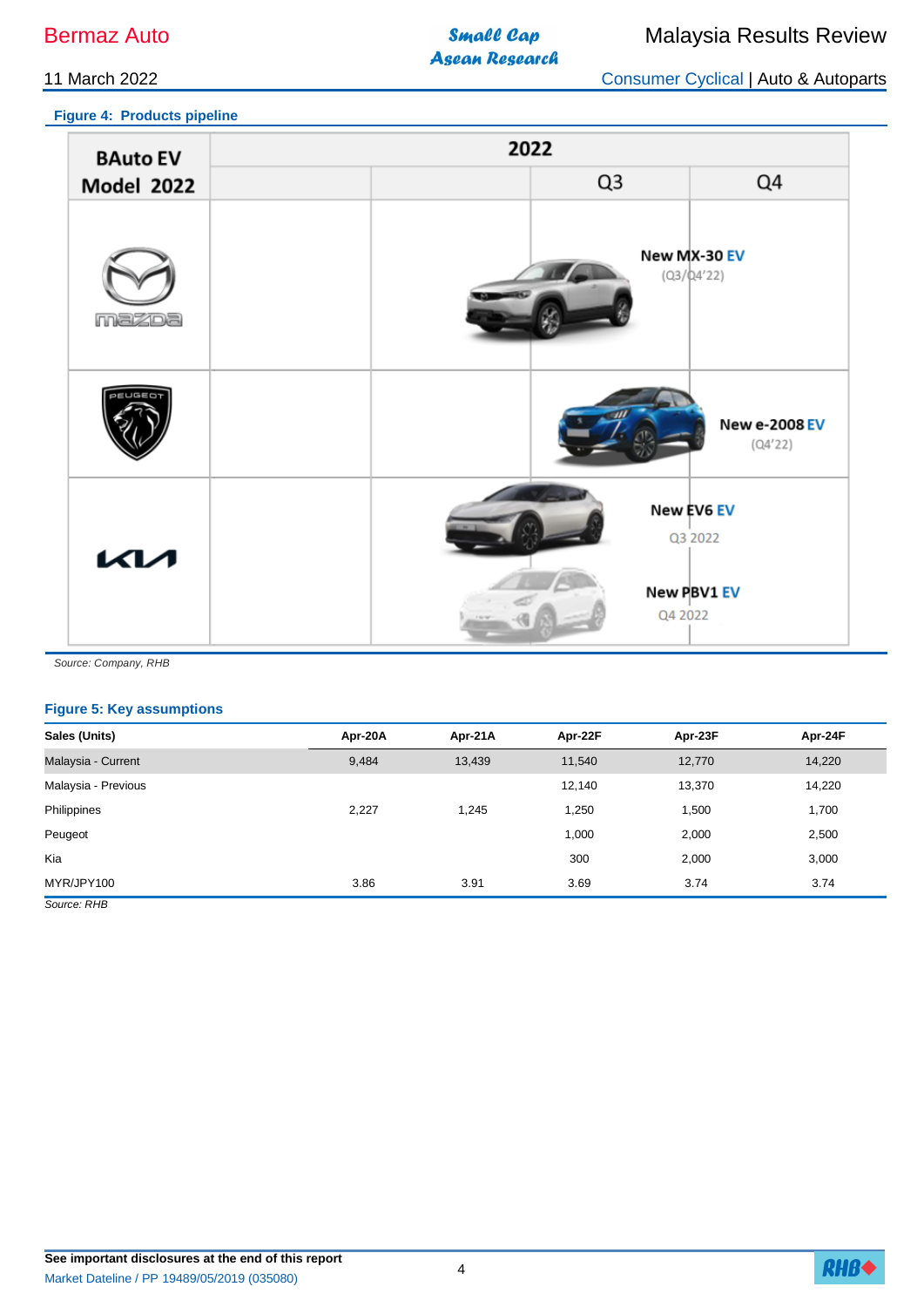**Figure 4: Products pipeline**

| BAuto EV Model 2022 | 2022 | | | |
|---|---|---|---|---|
| | | | Q3 | Q4 |
| Mazda | | | New MX-30 EV (Q3/Q4'22) | |
| Peugeot | | | | New e-2008 EV (Q4'22) |
| Kia | | | New EV6 EV Q3 2022 | |
| | | | New PBV1 EV Q4 2022 | |

*Source: Company, RHB*

**Figure 5: Key assumptions**

| Sales (Units) | Apr-20A | Apr-21A | Apr-22F | Apr-23F | Apr-24F |
|---|---|---|---|---|---|
| Malaysia - Current | 9,484 | 13,439 | 11,540 | 12,770 | 14,220 |
| Malaysia - Previous | | | 12,140 | 13,370 | 14,220 |
| Philippines | 2,227 | 1,245 | 1,250 | 1,500 | 1,700 |
| Peugeot | | | 1,000 | 2,000 | 2,500 |
| Kia | | | 300 | 2,000 | 3,000 |
| MYR/JPY100 | 3.86 | 3.91 | 3.69 | 3.74 | 3.74 |

*Source: RHB*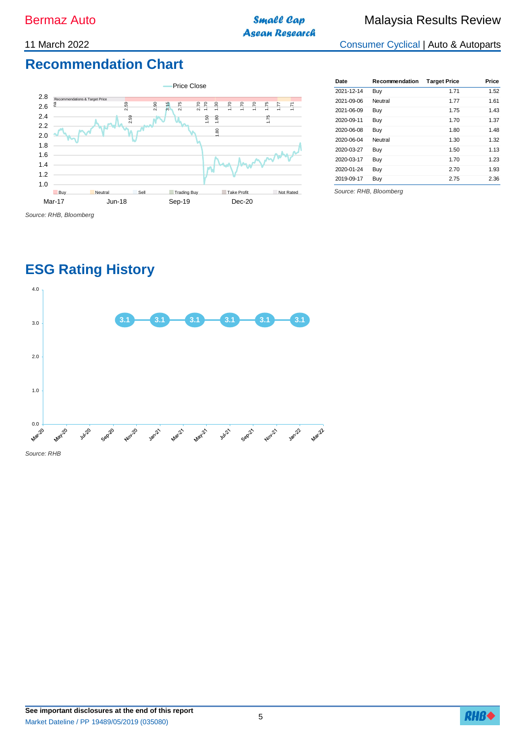## Recommendation Chart

Source: RHB, Bloomberg

| Date | Recommendation | Target Price | Price |
|---|---|---|---|
| 2021-12-14 | Buy | 1.71 | 1.52 |
| 2021-09-06 | Neutral | 1.77 | 1.61 |
| 2021-06-09 | Buy | 1.75 | 1.43 |
| 2020-09-11 | Buy | 1.70 | 1.37 |
| 2020-06-08 | Buy | 1.80 | 1.48 |
| 2020-06-04 | Neutral | 1.30 | 1.32 |
| 2020-03-27 | Buy | 1.50 | 1.13 |
| 2020-03-17 | Buy | 1.70 | 1.23 |
| 2020-01-24 | Buy | 2.70 | 1.93 |
| 2019-09-17 | Buy | 2.75 | 2.36 |

Source: RHB, Bloomberg

## ESG Rating History

Source: RHB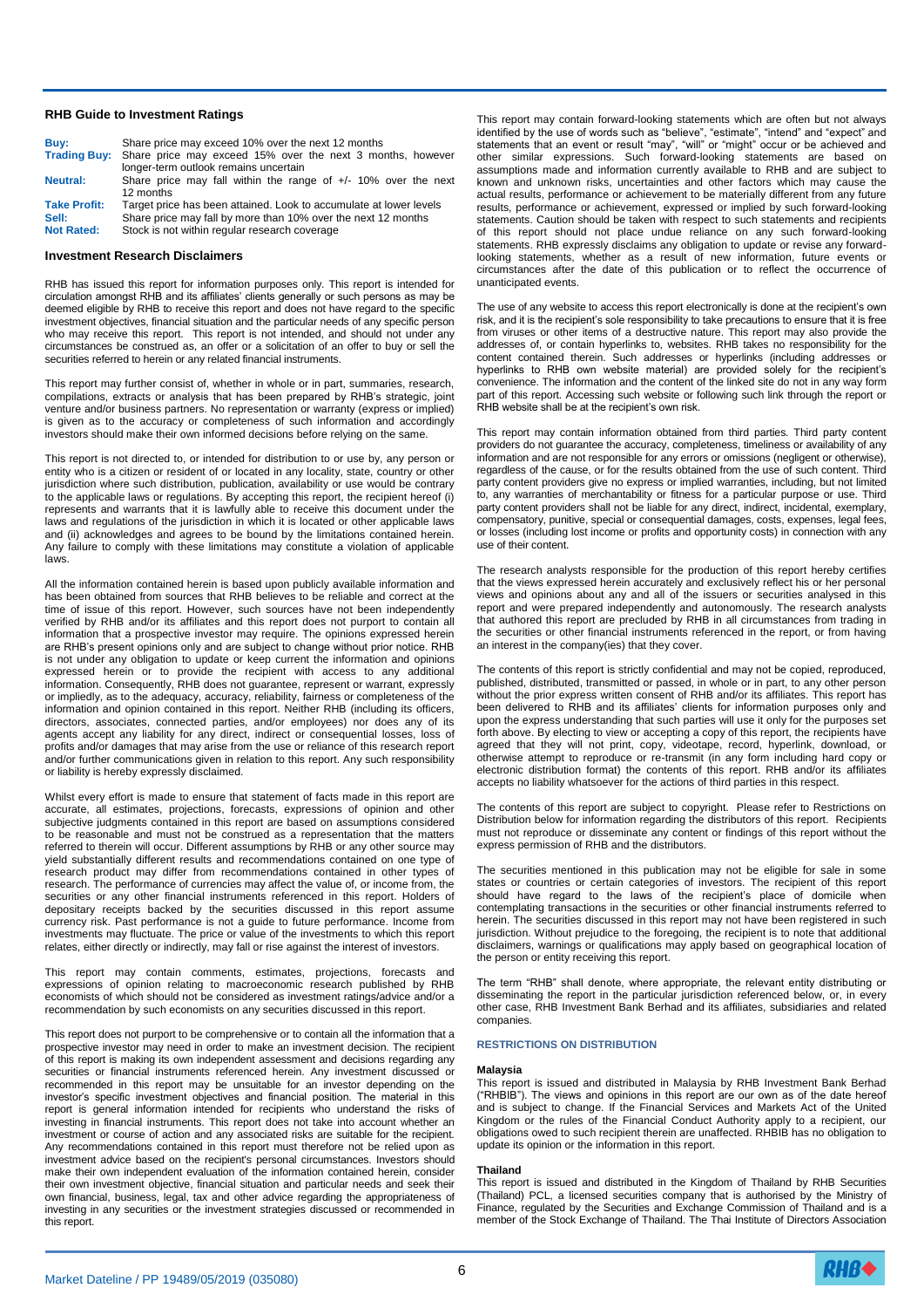## RHB Guide to Investment Ratings

| | |
|---|---|
| **Buy:** | Share price may exceed 10% over the next 12 months |
| **Trading Buy:** | Share price may exceed 15% over the next 3 months, however longer-term outlook remains uncertain |
| **Neutral:** | Share price may fall within the range of +/- 10% over the next 12 months |
| **Take Profit:** | Target price has been attained. Look to accumulate at lower levels |
| **Sell:** | Share price may fall by more than 10% over the next 12 months |
| **Not Rated:** | Stock is not within regular research coverage |

## Investment Research Disclaimers

RHB has issued this report for information purposes only. This report is intended for circulation amongst RHB and its affiliates' clients generally or such persons as may be deemed eligible by RHB to receive this report and does not have regard to the specific investment objectives, financial situation and the particular needs of any specific person who may receive this report. This report is not intended, and should not under any circumstances be construed as, an offer or a solicitation of an offer to buy or sell the securities referred to herein or any related financial instruments.

This report may further consist of, whether in whole or in part, summaries, research, compilations, extracts or analysis that has been prepared by RHB's strategic, joint venture and/or business partners. No representation or warranty (express or implied) is given as to the accuracy or completeness of such information and accordingly investors should make their own informed decisions before relying on the same.

This report is not directed to, or intended for distribution to or use by, any person or entity who is a citizen or resident of or located in any locality, state, country or other jurisdiction where such distribution, publication, availability or use would be contrary to the applicable laws or regulations. By accepting this report, the recipient hereof (i) represents and warrants that it is lawfully able to receive this document under the laws and regulations of the jurisdiction in which it is located or other applicable laws and (ii) acknowledges and agrees to be bound by the limitations contained herein. Any failure to comply with these limitations may constitute a violation of applicable laws.

All the information contained herein is based upon publicly available information and has been obtained from sources that RHB believes to be reliable and correct at the time of issue of this report. However, such sources have not been independently verified by RHB and/or its affiliates and this report does not purport to contain all information that a prospective investor may require. The opinions expressed herein are RHB's present opinions only and are subject to change without prior notice. RHB is not under any obligation to update or keep current the information and opinions expressed herein or to provide the recipient with access to any additional information. Consequently, RHB does not guarantee, represent or warrant, expressly or impliedly, as to the adequacy, accuracy, reliability, fairness or completeness of the information and opinion contained in this report. Neither RHB (including its officers, directors, associates, connected parties, and/or employees) nor does any of its agents accept any liability for any direct, indirect or consequential losses, loss of profits and/or damages that may arise from the use or reliance of this research report and/or further communications given in relation to this report. Any such responsibility or liability is hereby expressly disclaimed.

Whilst every effort is made to ensure that statement of facts made in this report are accurate, all estimates, projections, forecasts, expressions of opinion and other subjective judgments contained in this report are based on assumptions considered to be reasonable and must not be construed as a representation that the matters referred to therein will occur. Different assumptions by RHB or any other source may yield substantially different results and recommendations contained on one type of research product may differ from recommendations contained in other types of research. The performance of currencies may affect the value of, or income from, the securities or any other financial instruments referenced in this report. Holders of depositary receipts backed by the securities discussed in this report assume currency risk. Past performance is not a guide to future performance. Income from investments may fluctuate. The price or value of the investments to which this report relates, either directly or indirectly, may fall or rise against the interest of investors.

This report may contain comments, estimates, projections, forecasts and expressions of opinion relating to macroeconomic research published by RHB economists of which should not be considered as investment ratings/advice and/or a recommendation by such economists on any securities discussed in this report.

This report does not purport to be comprehensive or to contain all the information that a prospective investor may need in order to make an investment decision. The recipient of this report is making its own independent assessment and decisions regarding any securities or financial instruments referenced herein. Any investment discussed or recommended in this report may be unsuitable for an investor depending on the investor's specific investment objectives and financial position. The material in this report is general information intended for recipients who understand the risks of investing in financial instruments. This report does not take into account whether an investment or course of action and any associated risks are suitable for the recipient. Any recommendations contained in this report must therefore not be relied upon as investment advice based on the recipient's personal circumstances. Investors should make their own independent evaluation of the information contained herein, consider their own investment objective, financial situation and particular needs and seek their own financial, business, legal, tax and other advice regarding the appropriateness of investing in any securities or the investment strategies discussed or recommended in this report.

This report may contain forward-looking statements which are often but not always identified by the use of words such as "believe", "estimate", "intend" and "expect" and statements that an event or result "may", "will" or "might" occur or be achieved and other similar expressions. Such forward-looking statements are based on assumptions made and information currently available to RHB and are subject to known and unknown risks, uncertainties and other factors which may cause the actual results, performance or achievement to be materially different from any future results, performance or achievement, expressed or implied by such forward-looking statements. Caution should be taken with respect to such statements and recipients of this report should not place undue reliance on any such forward-looking statements. RHB expressly disclaims any obligation to update or revise any forward-looking statements, whether as a result of new information, future events or circumstances after the date of this publication or to reflect the occurrence of unanticipated events.

The use of any website to access this report electronically is done at the recipient's own risk, and it is the recipient's sole responsibility to take precautions to ensure that it is free from viruses or other items of a destructive nature. This report may also provide the addresses of, or contain hyperlinks to, websites. RHB takes no responsibility for the content contained therein. Such addresses or hyperlinks (including addresses or hyperlinks to RHB own website material) are provided solely for the recipient's convenience. The information and the content of the linked site do not in any way form part of this report. Accessing such website or following such link through the report or RHB website shall be at the recipient's own risk.

This report may contain information obtained from third parties. Third party content providers do not guarantee the accuracy, completeness, timeliness or availability of any information and are not responsible for any errors or omissions (negligent or otherwise), regardless of the cause, or for the results obtained from the use of such content. Third party content providers give no express or implied warranties, including, but not limited to, any warranties of merchantability or fitness for a particular purpose or use. Third party content providers shall not be liable for any direct, indirect, incidental, exemplary, compensatory, punitive, special or consequential damages, costs, expenses, legal fees, or losses (including lost income or profits and opportunity costs) in connection with any use of their content.

The research analysts responsible for the production of this report hereby certifies that the views expressed herein accurately and exclusively reflect his or her personal views and opinions about any and all of the issuers or securities analysed in this report and were prepared independently and autonomously. The research analysts that authored this report are precluded by RHB in all circumstances from trading in the securities or other financial instruments referenced in the report, or from having an interest in the company(ies) that they cover.

The contents of this report is strictly confidential and may not be copied, reproduced, published, distributed, transmitted or passed, in whole or in part, to any other person without the prior express written consent of RHB and/or its affiliates. This report has been delivered to RHB and its affiliates' clients for information purposes only and upon the express understanding that such parties will use it only for the purposes set forth above. By electing to view or accepting a copy of this report, the recipients have agreed that they will not print, copy, videotape, record, hyperlink, download, or otherwise attempt to reproduce or re-transmit (in any form including hard copy or electronic distribution format) the contents of this report. RHB and/or its affiliates accepts no liability whatsoever for the actions of third parties in this respect.

The contents of this report are subject to copyright. Please refer to Restrictions on Distribution below for information regarding the distributors of this report. Recipients must not reproduce or disseminate any content or findings of this report without the express permission of RHB and the distributors.

The securities mentioned in this publication may not be eligible for sale in some states or countries or certain categories of investors. The recipient of this report should have regard to the laws of the recipient's place of domicile when contemplating transactions in the securities or other financial instruments referred to herein. The securities discussed in this report may not have been registered in such jurisdiction. Without prejudice to the foregoing, the recipient is to note that additional disclaimers, warnings or qualifications may apply based on geographical location of the person or entity receiving this report.

The term "RHB" shall denote, where appropriate, the relevant entity distributing or disseminating the report in the particular jurisdiction referenced below, or, in every other case, RHB Investment Bank Berhad and its affiliates, subsidiaries and related companies.

### RESTRICTIONS ON DISTRIBUTION

#### Malaysia

This report is issued and distributed in Malaysia by RHB Investment Bank Berhad ("RHBIB"). The views and opinions in this report are our own as of the date hereof and is subject to change. If the Financial Services and Markets Act of the United Kingdom or the rules of the Financial Conduct Authority apply to a recipient, our obligations owed to such recipient therein are unaffected. RHBIB has no obligation to update its opinion or the information in this report.

#### Thailand

This report is issued and distributed in the Kingdom of Thailand by RHB Securities (Thailand) PCL, a licensed securities company that is authorised by the Ministry of Finance, regulated by the Securities and Exchange Commission of Thailand and is a member of the Stock Exchange of Thailand. The Thai Institute of Directors Association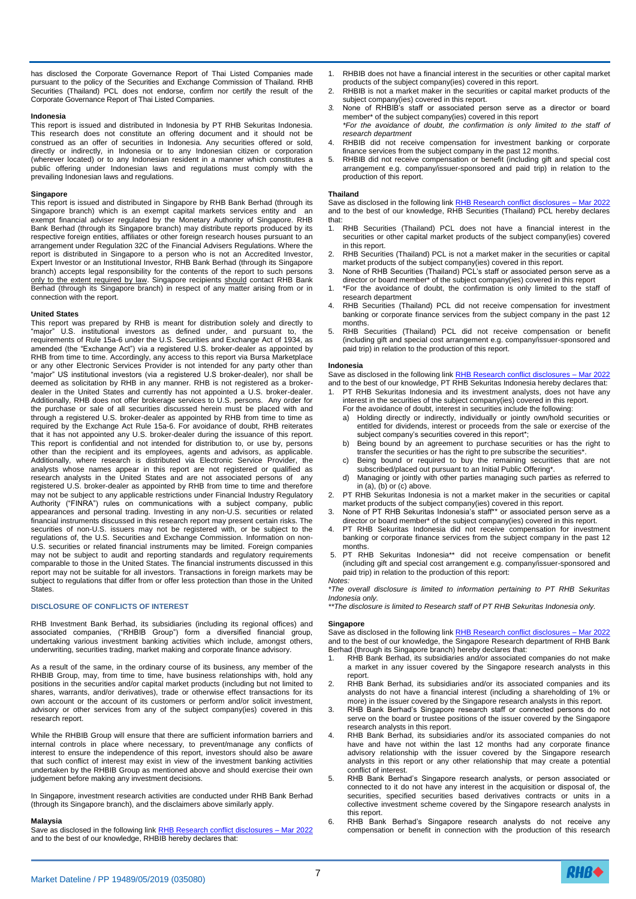has disclosed the Corporate Governance Report of Thai Listed Companies made pursuant to the policy of the Securities and Exchange Commission of Thailand. RHB Securities (Thailand) PCL does not endorse, confirm nor certify the result of the Corporate Governance Report of Thai Listed Companies.

**Indonesia**

This report is issued and distributed in Indonesia by PT RHB Sekuritas Indonesia. This research does not constitute an offering document and it should not be construed as an offer of securities in Indonesia. Any securities offered or sold, directly or indirectly, in Indonesia or to any Indonesian citizen or corporation (wherever located) or to any Indonesian resident in a manner which constitutes a public offering under Indonesian laws and regulations must comply with the prevailing Indonesian laws and regulations.

**Singapore**

This report is issued and distributed in Singapore by RHB Bank Berhad (through its Singapore branch) which is an exempt capital markets services entity and an exempt financial adviser regulated by the Monetary Authority of Singapore. RHB Bank Berhad (through its Singapore branch) may distribute reports produced by its respective foreign entities, affiliates or other foreign research houses pursuant to an arrangement under Regulation 32C of the Financial Advisers Regulations. Where the report is distributed in Singapore to a person who is not an Accredited Investor, Expert Investor or an Institutional Investor, RHB Bank Berhad (through its Singapore branch) accepts legal responsibility for the contents of the report to such persons only to the extent required by law. Singapore recipients should contact RHB Bank Berhad (through its Singapore branch) in respect of any matter arising from or in connection with the report.

**United States**

This report was prepared by RHB is meant for distribution solely and directly to "major" U.S. institutional investors as defined under, and pursuant to, the requirements of Rule 15a-6 under the U.S. Securities and Exchange Act of 1934, as amended (the "Exchange Act") via a registered U.S. broker-dealer as appointed by RHB from time to time. Accordingly, any access to this report via Bursa Marketplace or any other Electronic Services Provider is not intended for any party other than "major" US institutional investors (via a registered U.S broker-dealer), nor shall be deemed as solicitation by RHB in any manner. RHB is not registered as a broker-dealer in the United States and currently has not appointed a U.S. broker-dealer. Additionally, RHB does not offer brokerage services to U.S. persons. Any order for the purchase or sale of all securities discussed herein must be placed with and through a registered U.S. broker-dealer as appointed by RHB from time to time as required by the Exchange Act Rule 15a-6. For avoidance of doubt, RHB reiterates that it has not appointed any U.S. broker-dealer during the issuance of this report. This report is confidential and not intended for distribution to, or use by, persons other than the recipient and its employees, agents and advisors, as applicable. Additionally, where research is distributed via Electronic Service Provider, the analysts whose names appear in this report are not registered or qualified as research analysts in the United States and are not associated persons of any registered U.S. broker-dealer as appointed by RHB from time to time and therefore may not be subject to any applicable restrictions under Financial Industry Regulatory Authority ("FINRA") rules on communications with a subject company, public appearances and personal trading. Investing in any non-U.S. securities or related financial instruments discussed in this research report may present certain risks. The securities of non-U.S. issuers may not be registered with, or be subject to the regulations of, the U.S. Securities and Exchange Commission. Information on non-U.S. securities or related financial instruments may be limited. Foreign companies may not be subject to audit and reporting standards and regulatory requirements comparable to those in the United States. The financial instruments discussed in this report may not be suitable for all investors. Transactions in foreign markets may be subject to regulations that differ from or offer less protection than those in the United States.

## DISCLOSURE OF CONFLICTS OF INTEREST

RHB Investment Bank Berhad, its subsidiaries (including its regional offices) and associated companies, ("RHBIB Group") form a diversified financial group, undertaking various investment banking activities which include, amongst others, underwriting, securities trading, market making and corporate finance advisory.

As a result of the same, in the ordinary course of its business, any member of the RHBIB Group, may, from time to time, have business relationships with, hold any positions in the securities and/or capital market products (including but not limited to shares, warrants, and/or derivatives), trade or otherwise effect transactions for its own account or the account of its customers or perform and/or solicit investment, advisory or other services from any of the subject company(ies) covered in this research report.

While the RHBIB Group will ensure that there are sufficient information barriers and internal controls in place where necessary, to prevent/manage any conflicts of interest to ensure the independence of this report, investors should also be aware that such conflict of interest may exist in view of the investment banking activities undertaken by the RHBIB Group as mentioned above and should exercise their own judgement before making any investment decisions.

In Singapore, investment research activities are conducted under RHB Bank Berhad (through its Singapore branch), and the disclaimers above similarly apply.

**Malaysia**

Save as disclosed in the following link RHB Research conflict disclosures – Mar 2022 and to the best of our knowledge, RHBIB hereby declares that:

1. RHBIB does not have a financial interest in the securities or other capital market products of the subject company(ies) covered in this report.
2. RHBIB is not a market maker in the securities or capital market products of the subject company(ies) covered in this report.
3. None of RHBIB's staff or associated person serve as a director or board member* of the subject company(ies) covered in this report
   *\*For the avoidance of doubt, the confirmation is only limited to the staff of research department*
4. RHBIB did not receive compensation for investment banking or corporate finance services from the subject company in the past 12 months.
5. RHBIB did not receive compensation or benefit (including gift and special cost arrangement e.g. company/issuer-sponsored and paid trip) in relation to the production of this report.

**Thailand**

Save as disclosed in the following link RHB Research conflict disclosures – Mar 2022 and to the best of our knowledge, RHB Securities (Thailand) PCL hereby declares that:

1. RHB Securities (Thailand) PCL does not have a financial interest in the securities or other capital market products of the subject company(ies) covered in this report.
2. RHB Securities (Thailand) PCL is not a market maker in the securities or capital market products of the subject company(ies) covered in this report.
3. None of RHB Securities (Thailand) PCL's staff or associated person serve as a director or board member* of the subject company(ies) covered in this report
1. *For the avoidance of doubt, the confirmation is only limited to the staff of research department
4. RHB Securities (Thailand) PCL did not receive compensation for investment banking or corporate finance services from the subject company in the past 12 months.
5. RHB Securities (Thailand) PCL did not receive compensation or benefit (including gift and special cost arrangement e.g. company/issuer-sponsored and paid trip) in relation to the production of this report.

**Indonesia**

Save as disclosed in the following link RHB Research conflict disclosures – Mar 2022 and to the best of our knowledge, PT RHB Sekuritas Indonesia hereby declares that:

1. PT RHB Sekuritas Indonesia and its investment analysts, does not have any interest in the securities of the subject company(ies) covered in this report.
   For the avoidance of doubt, interest in securities include the following:
   a) Holding directly or indirectly, individually or jointly own/hold securities or entitled for dividends, interest or proceeds from the sale or exercise of the subject company's securities covered in this report*;
   b) Being bound by an agreement to purchase securities or has the right to transfer the securities or has the right to pre subscribe the securities*.
   c) Being bound or required to buy the remaining securities that are not subscribed/placed out pursuant to an Initial Public Offering*.
   d) Managing or jointly with other parties managing such parties as referred to in (a), (b) or (c) above.
2. PT RHB Sekuritas Indonesia is not a market maker in the securities or capital market products of the subject company(ies) covered in this report.
3. None of PT RHB Sekuritas Indonesia's staff** or associated person serve as a director or board member* of the subject company(ies) covered in this report.
4. PT RHB Sekuritas Indonesia did not receive compensation for investment banking or corporate finance services from the subject company in the past 12 months.
5. PT RHB Sekuritas Indonesia** did not receive compensation or benefit (including gift and special cost arrangement e.g. company/issuer-sponsored and paid trip) in relation to the production of this report:

*Notes:*
*\*The overall disclosure is limited to information pertaining to PT RHB Sekuritas Indonesia only.*
*\*\*The disclosure is limited to Research staff of PT RHB Sekuritas Indonesia only.*

**Singapore**

Save as disclosed in the following link RHB Research conflict disclosures – Mar 2022 and to the best of our knowledge, the Singapore Research department of RHB Bank Berhad (through its Singapore branch) hereby declares that:

1. RHB Bank Berhad, its subsidiaries and/or associated companies do not make a market in any issuer covered by the Singapore research analysts in this report.
2. RHB Bank Berhad, its subsidiaries and/or its associated companies and its analysts do not have a financial interest (including a shareholding of 1% or more) in the issuer covered by the Singapore research analysts in this report.
3. RHB Bank Berhad's Singapore research staff or connected persons do not serve on the board or trustee positions of the issuer covered by the Singapore research analysts in this report.
4. RHB Bank Berhad, its subsidiaries and/or its associated companies do not have and have not within the last 12 months had any corporate finance advisory relationship with the issuer covered by the Singapore research analysts in this report or any other relationship that may create a potential conflict of interest.
5. RHB Bank Berhad's Singapore research analysts, or person associated or connected to it do not have any interest in the acquisition or disposal of, the securities, specified securities based derivatives contracts or units in a collective investment scheme covered by the Singapore research analysts in this report.
6. RHB Bank Berhad's Singapore research analysts do not receive any compensation or benefit in connection with the production of this research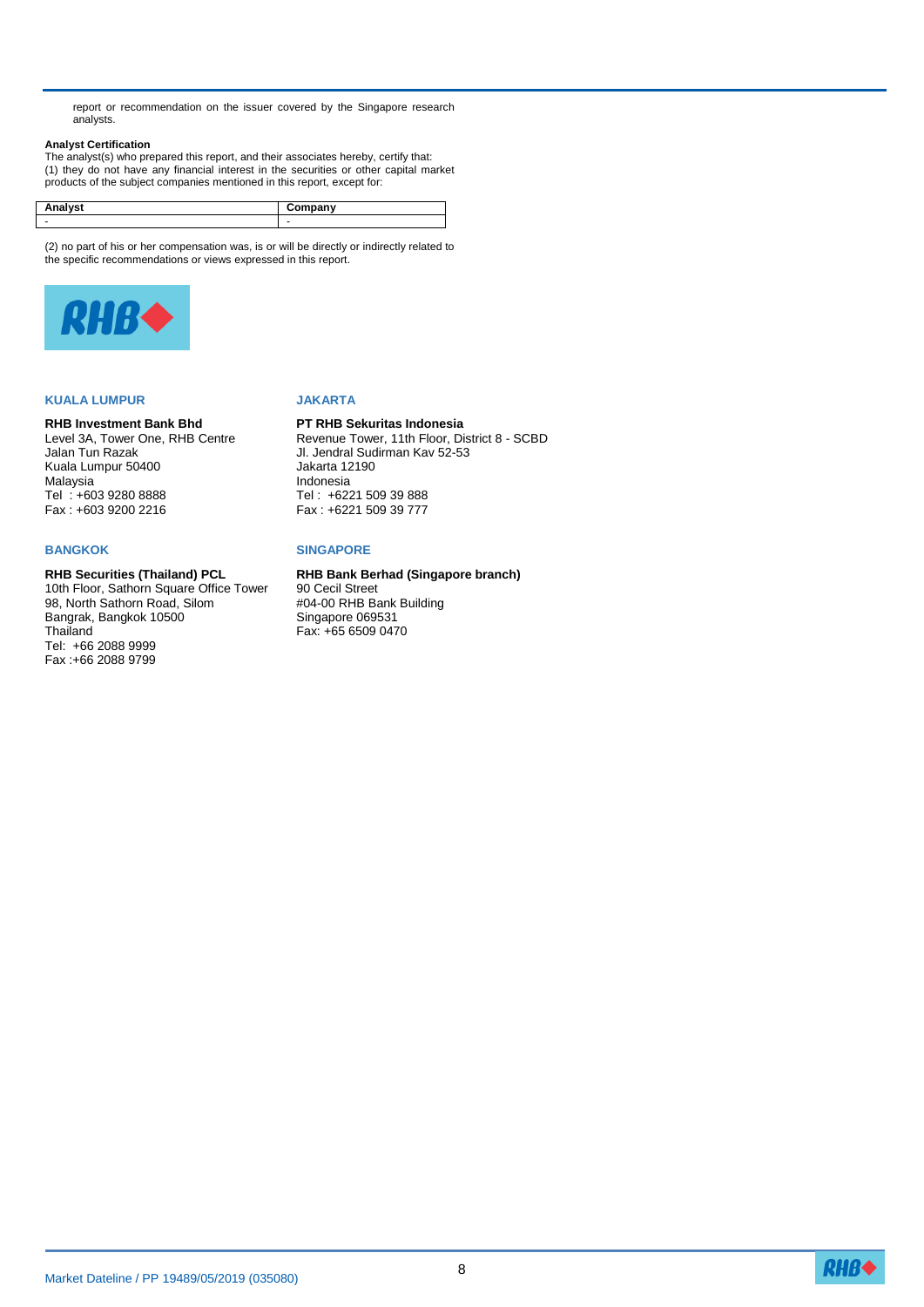report or recommendation on the issuer covered by the Singapore research analysts.

**Analyst Certification**

The analyst(s) who prepared this report, and their associates hereby, certify that:
(1) they do not have any financial interest in the securities or other capital market products of the subject companies mentioned in this report, except for:

| Analyst | Company |
|---|---|
| - | - |

(2) no part of his or her compensation was, is or will be directly or indirectly related to the specific recommendations or views expressed in this report.

RHB

### KUALA LUMPUR

**RHB Investment Bank Bhd**
Level 3A, Tower One, RHB Centre
Jalan Tun Razak
Kuala Lumpur 50400
Malaysia
Tel : +603 9280 8888
Fax : +603 9200 2216

### JAKARTA

**PT RHB Sekuritas Indonesia**
Revenue Tower, 11th Floor, District 8 - SCBD
Jl. Jendral Sudirman Kav 52-53
Jakarta 12190
Indonesia
Tel : +6221 509 39 888
Fax : +6221 509 39 777

### BANGKOK

**RHB Securities (Thailand) PCL**
10th Floor, Sathorn Square Office Tower
98, North Sathorn Road, Silom
Bangrak, Bangkok 10500
Thailand
Tel: +66 2088 9999
Fax :+66 2088 9799

### SINGAPORE

**RHB Bank Berhad (Singapore branch)**
90 Cecil Street
#04-00 RHB Bank Building
Singapore 069531
Fax: +65 6509 0470